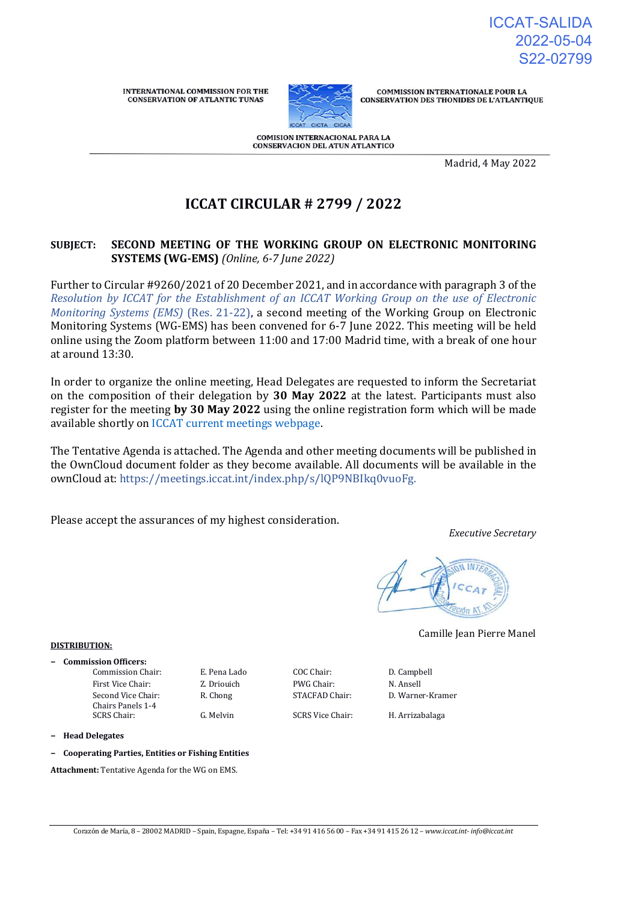ICCAT-SALIDA
2022-05-04
S22-02799

INTERNATIONAL COMMISSION FOR THE CONSERVATION OF ATLANTIC TUNAS

COMMISSION INTERNATIONALE POUR LA CONSERVATION DES THONIDES DE L'ATLANTIQUE

COMISION INTERNACIONAL PARA LA CONSERVACION DEL ATUN ATLANTICO

Madrid, 4 May 2022

# ICCAT CIRCULAR # 2799 / 2022

**SUBJECT: SECOND MEETING OF THE WORKING GROUP ON ELECTRONIC MONITORING SYSTEMS (WG-EMS)** *(Online, 6-7 June 2022)*

Further to Circular #9260/2021 of 20 December 2021, and in accordance with paragraph 3 of the *Resolution by ICCAT for the Establishment of an ICCAT Working Group on the use of Electronic Monitoring Systems (EMS)* (Res. 21-22), a second meeting of the Working Group on Electronic Monitoring Systems (WG-EMS) has been convened for 6-7 June 2022. This meeting will be held online using the Zoom platform between 11:00 and 17:00 Madrid time, with a break of one hour at around 13:30.

In order to organize the online meeting, Head Delegates are requested to inform the Secretariat on the composition of their delegation by **30 May 2022** at the latest. Participants must also register for the meeting **by 30 May 2022** using the online registration form which will be made available shortly on ICCAT current meetings webpage.

The Tentative Agenda is attached. The Agenda and other meeting documents will be published in the OwnCloud document folder as they become available. All documents will be available in the ownCloud at: https://meetings.iccat.int/index.php/s/lQP9NBIkq0vuoFg.

Please accept the assurances of my highest consideration.

*Executive Secretary*

Camille Jean Pierre Manel

**DISTRIBUTION:**

- **Commission Officers:**

| | | | |
|---|---|---|---|
| Commission Chair: | E. Pena Lado | COC Chair: | D. Campbell |
| First Vice Chair: | Z. Driouich | PWG Chair: | N. Ansell |
| Second Vice Chair: | R. Chong | STACFAD Chair: | D. Warner-Kramer |
| Chairs Panels 1-4 | | | |
| SCRS Chair: | G. Melvin | SCRS Vice Chair: | H. Arrizabalaga |

- **Head Delegates**
- **Cooperating Parties, Entities or Fishing Entities**

**Attachment:** Tentative Agenda for the WG on EMS.

Corazón de María, 8 – 28002 MADRID – Spain, Espagne, España – Tel: +34 91 416 56 00 – Fax +34 91 415 26 12 – *www.iccat.int- info@iccat.int*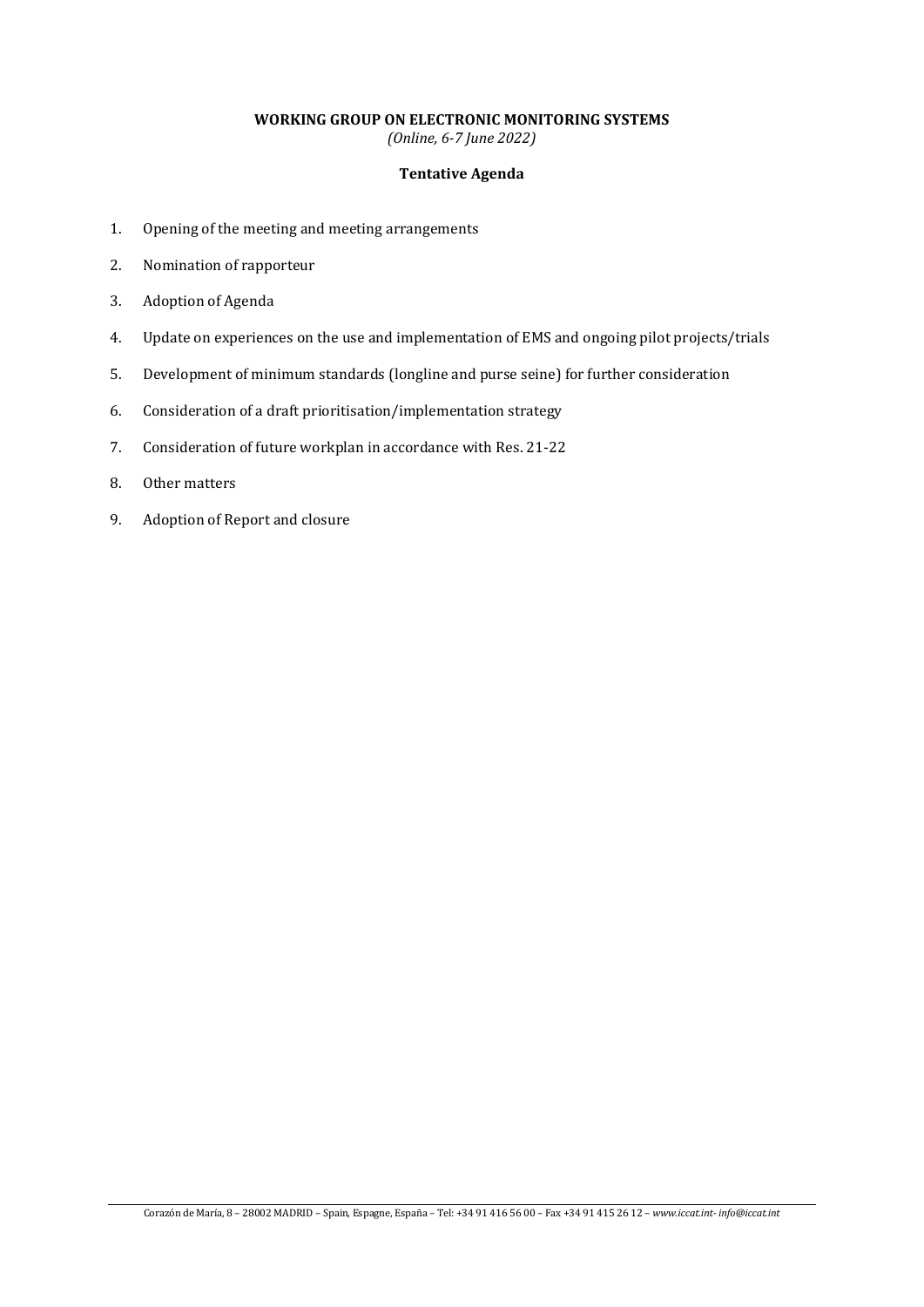**WORKING GROUP ON ELECTRONIC MONITORING SYSTEMS**

*(Online, 6-7 June 2022)*

**Tentative Agenda**

1. Opening of the meeting and meeting arrangements
2. Nomination of rapporteur
3. Adoption of Agenda
4. Update on experiences on the use and implementation of EMS and ongoing pilot projects/trials
5. Development of minimum standards (longline and purse seine) for further consideration
6. Consideration of a draft prioritisation/implementation strategy
7. Consideration of future workplan in accordance with Res. 21-22
8. Other matters
9. Adoption of Report and closure